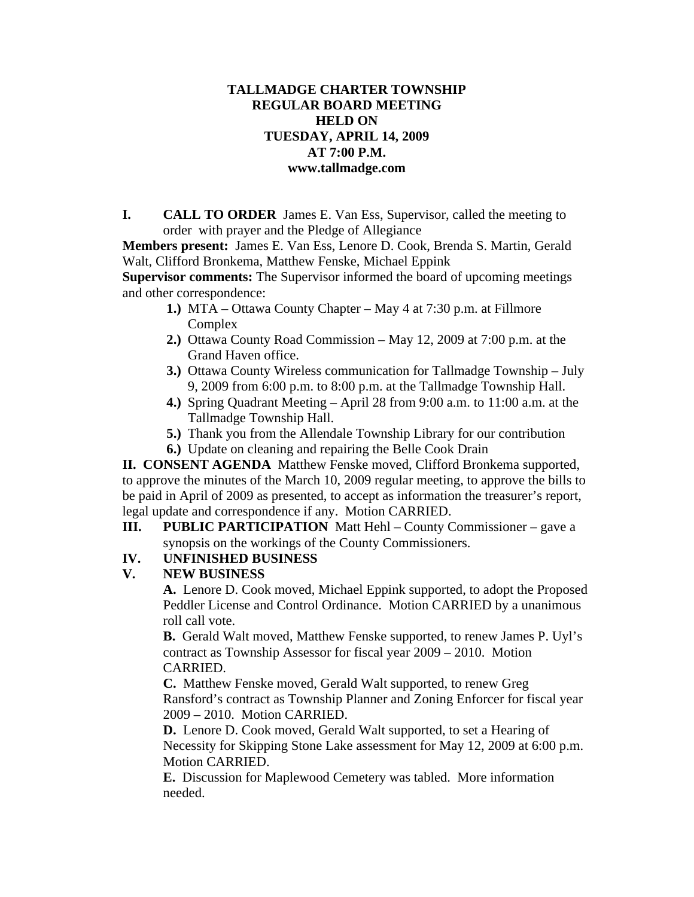**TALLMADGE CHARTER TOWNSHIP**
**REGULAR BOARD MEETING**
**HELD ON**
**TUESDAY, APRIL 14, 2009**
**AT 7:00 P.M.**
**www.tallmadge.com**

**I. CALL TO ORDER** James E. Van Ess, Supervisor, called the meeting to order with prayer and the Pledge of Allegiance

**Members present:** James E. Van Ess, Lenore D. Cook, Brenda S. Martin, Gerald Walt, Clifford Bronkema, Matthew Fenske, Michael Eppink

**Supervisor comments:** The Supervisor informed the board of upcoming meetings and other correspondence:

1.) MTA – Ottawa County Chapter – May 4 at 7:30 p.m. at Fillmore Complex
2.) Ottawa County Road Commission – May 12, 2009 at 7:00 p.m. at the Grand Haven office.
3.) Ottawa County Wireless communication for Tallmadge Township – July 9, 2009 from 6:00 p.m. to 8:00 p.m. at the Tallmadge Township Hall.
4.) Spring Quadrant Meeting – April 28 from 9:00 a.m. to 11:00 a.m. at the Tallmadge Township Hall.
5.) Thank you from the Allendale Township Library for our contribution
6.) Update on cleaning and repairing the Belle Cook Drain

**II. CONSENT AGENDA** Matthew Fenske moved, Clifford Bronkema supported, to approve the minutes of the March 10, 2009 regular meeting, to approve the bills to be paid in April of 2009 as presented, to accept as information the treasurer's report, legal update and correspondence if any. Motion CARRIED.

**III. PUBLIC PARTICIPATION** Matt Hehl – County Commissioner – gave a synopsis on the workings of the County Commissioners.

**IV. UNFINISHED BUSINESS**

**V. NEW BUSINESS**

**A.** Lenore D. Cook moved, Michael Eppink supported, to adopt the Proposed Peddler License and Control Ordinance. Motion CARRIED by a unanimous roll call vote.

**B.** Gerald Walt moved, Matthew Fenske supported, to renew James P. Uyl's contract as Township Assessor for fiscal year 2009 – 2010. Motion CARRIED.

**C.** Matthew Fenske moved, Gerald Walt supported, to renew Greg Ransford's contract as Township Planner and Zoning Enforcer for fiscal year 2009 – 2010. Motion CARRIED.

**D.** Lenore D. Cook moved, Gerald Walt supported, to set a Hearing of Necessity for Skipping Stone Lake assessment for May 12, 2009 at 6:00 p.m. Motion CARRIED.

**E.** Discussion for Maplewood Cemetery was tabled. More information needed.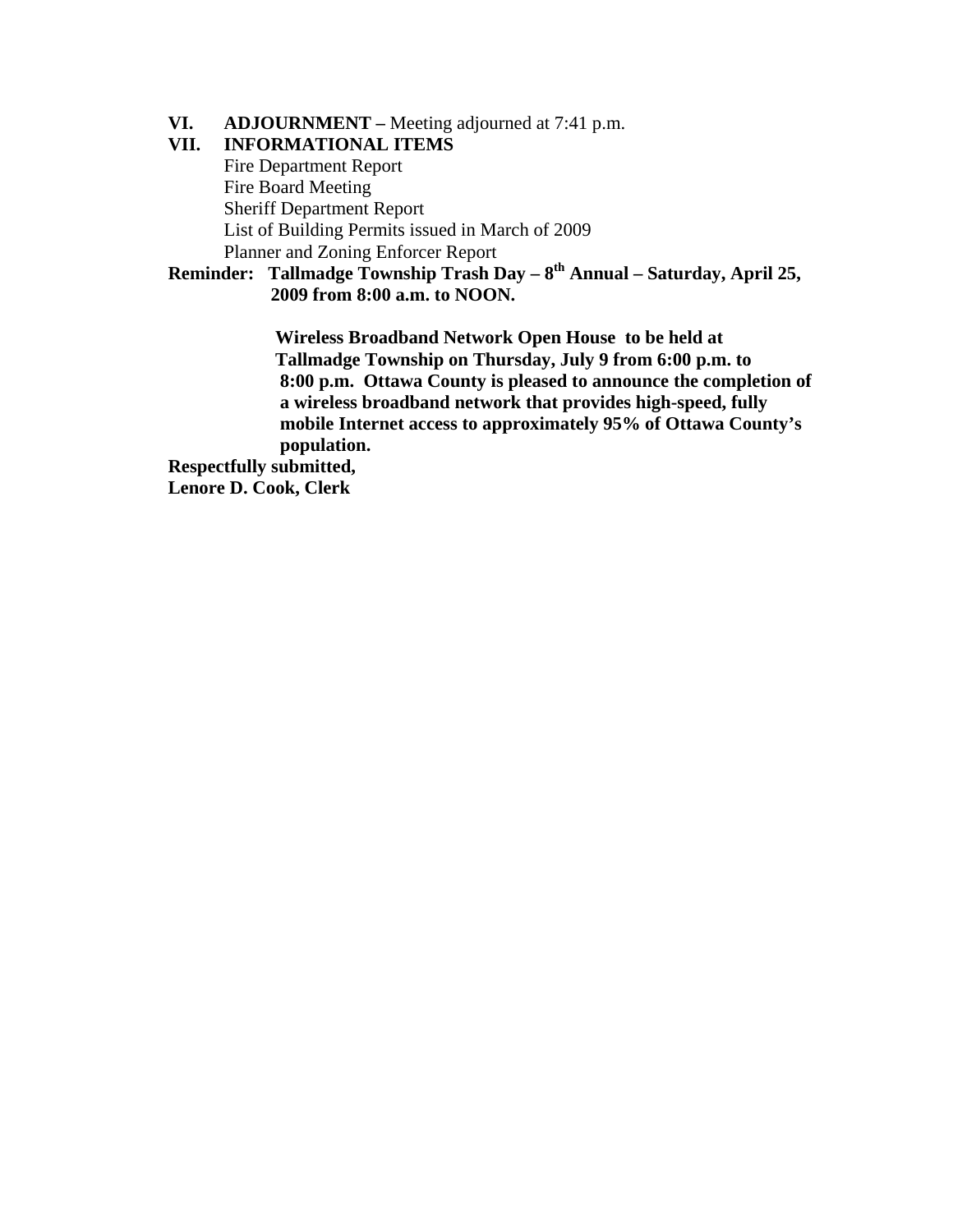**VI. ADJOURNMENT –** Meeting adjourned at 7:41 p.m.

**VII. INFORMATIONAL ITEMS**

Fire Department Report
Fire Board Meeting
Sheriff Department Report
List of Building Permits issued in March of 2009
Planner and Zoning Enforcer Report

**Reminder: Tallmadge Township Trash Day – 8th Annual – Saturday, April 25, 2009 from 8:00 a.m. to NOON.**

**Wireless Broadband Network Open House to be held at Tallmadge Township on Thursday, July 9 from 6:00 p.m. to 8:00 p.m. Ottawa County is pleased to announce the completion of a wireless broadband network that provides high-speed, fully mobile Internet access to approximately 95% of Ottawa County's population.**

**Respectfully submitted,**
**Lenore D. Cook, Clerk**